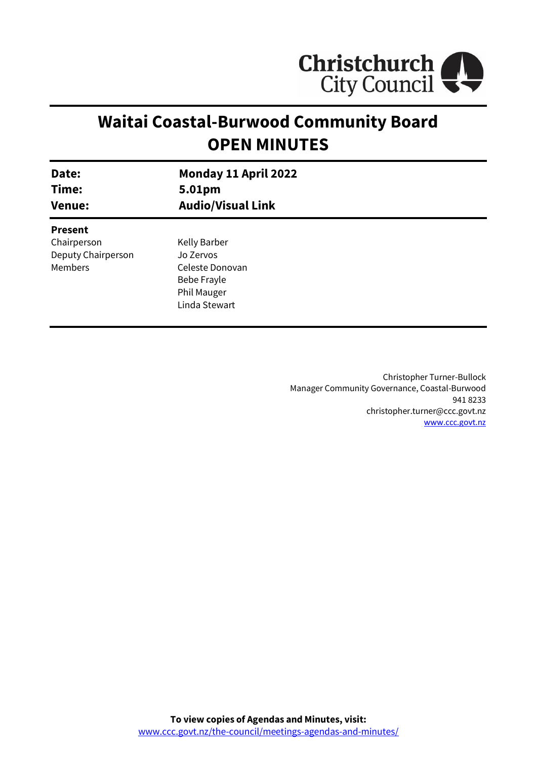Christchurch City Council

# Waitai Coastal-Burwood Community Board
# OPEN MINUTES

| | |
|---|---|
| **Date:** | **Monday 11 April 2022** |
| **Time:** | **5.01pm** |
| **Venue:** | **Audio/Visual Link** |

**Present**

| | |
|---|---|
| Chairperson | Kelly Barber |
| Deputy Chairperson | Jo Zervos |
| Members | Celeste Donovan |
| | Bebe Frayle |
| | Phil Mauger |
| | Linda Stewart |

Christopher Turner-Bullock
Manager Community Governance, Coastal-Burwood
941 8233
christopher.turner@ccc.govt.nz
www.ccc.govt.nz

**To view copies of Agendas and Minutes, visit:**
www.ccc.govt.nz/the-council/meetings-agendas-and-minutes/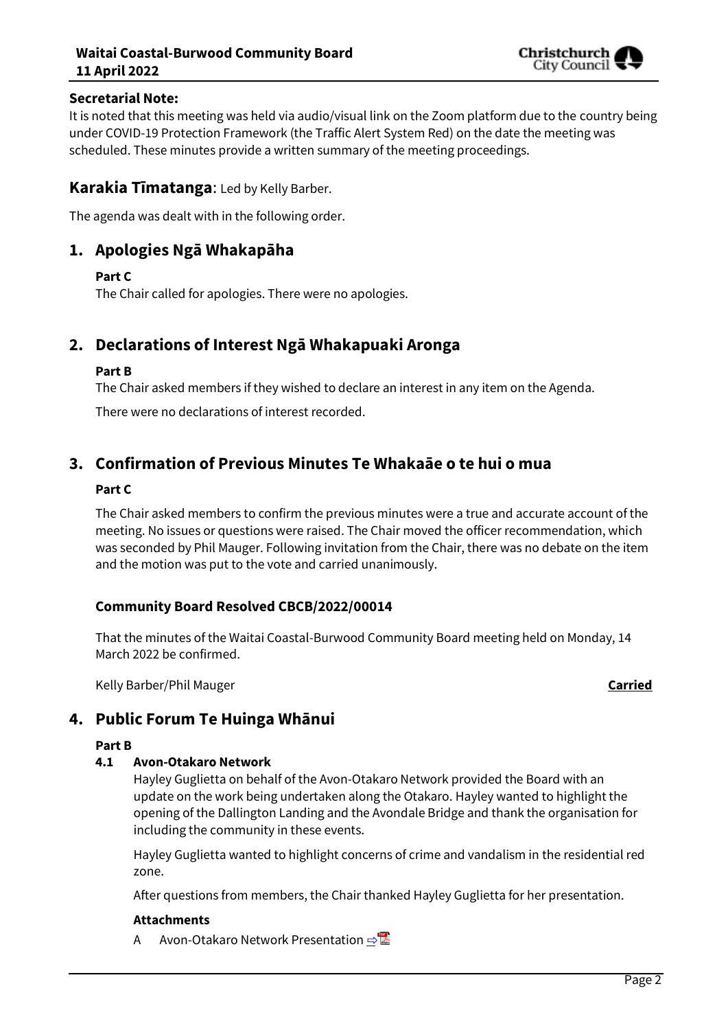**Secretarial Note:**

It is noted that this meeting was held via audio/visual link on the Zoom platform due to the country being under COVID-19 Protection Framework (the Traffic Alert System Red) on the date the meeting was scheduled. These minutes provide a written summary of the meeting proceedings.

## **Karakia Tīmatanga**: Led by Kelly Barber.

The agenda was dealt with in the following order.

## 1. Apologies Ngā Whakapāha

**Part C**

The Chair called for apologies. There were no apologies.

## 2. Declarations of Interest Ngā Whakapuaki Aronga

**Part B**

The Chair asked members if they wished to declare an interest in any item on the Agenda.

There were no declarations of interest recorded.

## 3. Confirmation of Previous Minutes Te Whakaāe o te hui o mua

**Part C**

The Chair asked members to confirm the previous minutes were a true and accurate account of the meeting. No issues or questions were raised. The Chair moved the officer recommendation, which was seconded by Phil Mauger. Following invitation from the Chair, there was no debate on the item and the motion was put to the vote and carried unanimously.

### Community Board Resolved CBCB/2022/00014

That the minutes of the Waitai Coastal-Burwood Community Board meeting held on Monday, 14 March 2022 be confirmed.

Kelly Barber/Phil Mauger **Carried**

## 4. Public Forum Te Huinga Whānui

**Part B**

### 4.1 Avon-Otakaro Network

Hayley Guglietta on behalf of the Avon-Otakaro Network provided the Board with an update on the work being undertaken along the Otakaro. Hayley wanted to highlight the opening of the Dallington Landing and the Avondale Bridge and thank the organisation for including the community in these events.

Hayley Guglietta wanted to highlight concerns of crime and vandalism in the residential red zone.

After questions from members, the Chair thanked Hayley Guglietta for her presentation.

**Attachments**

A Avon-Otakaro Network Presentation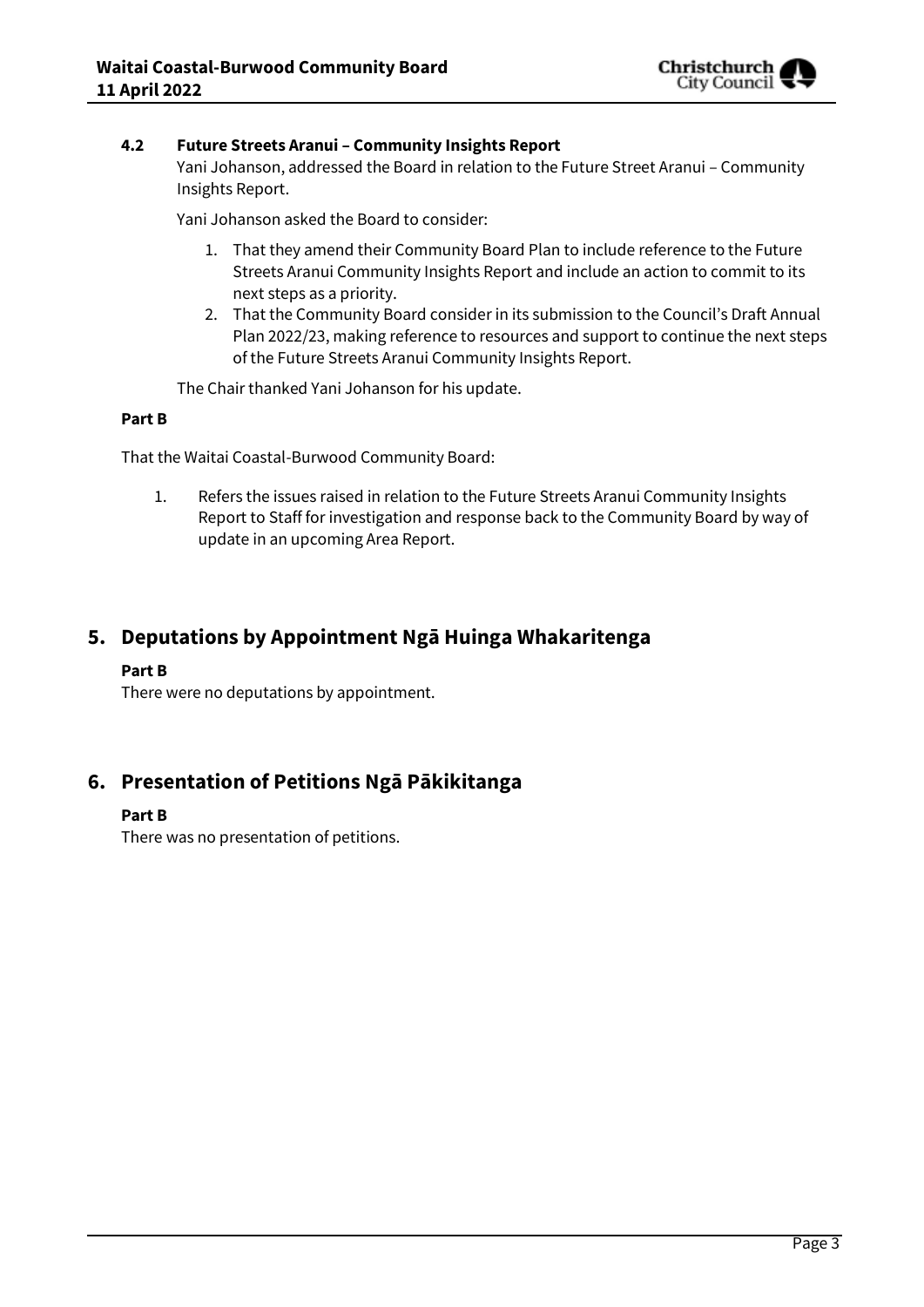### 4.2 Future Streets Aranui – Community Insights Report

Yani Johanson, addressed the Board in relation to the Future Street Aranui – Community Insights Report.

Yani Johanson asked the Board to consider:

1. That they amend their Community Board Plan to include reference to the Future Streets Aranui Community Insights Report and include an action to commit to its next steps as a priority.
2. That the Community Board consider in its submission to the Council's Draft Annual Plan 2022/23, making reference to resources and support to continue the next steps of the Future Streets Aranui Community Insights Report.

The Chair thanked Yani Johanson for his update.

**Part B**

That the Waitai Coastal-Burwood Community Board:

1. Refers the issues raised in relation to the Future Streets Aranui Community Insights Report to Staff for investigation and response back to the Community Board by way of update in an upcoming Area Report.

## 5. Deputations by Appointment Ngā Huinga Whakaritenga

**Part B**

There were no deputations by appointment.

## 6. Presentation of Petitions Ngā Pākikitanga

**Part B**

There was no presentation of petitions.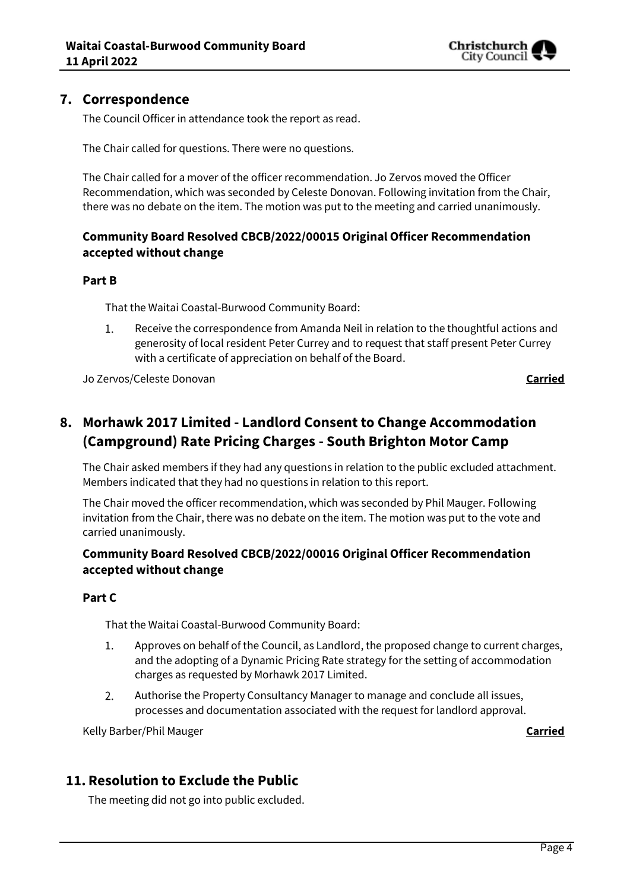## 7. Correspondence

The Council Officer in attendance took the report as read.

The Chair called for questions. There were no questions.

The Chair called for a mover of the officer recommendation. Jo Zervos moved the Officer Recommendation, which was seconded by Celeste Donovan. Following invitation from the Chair, there was no debate on the item. The motion was put to the meeting and carried unanimously.

### Community Board Resolved CBCB/2022/00015 Original Officer Recommendation accepted without change

**Part B**

That the Waitai Coastal-Burwood Community Board:

1. Receive the correspondence from Amanda Neil in relation to the thoughtful actions and generosity of local resident Peter Currey and to request that staff present Peter Currey with a certificate of appreciation on behalf of the Board.

Jo Zervos/Celeste Donovan **Carried**

## 8. Morhawk 2017 Limited - Landlord Consent to Change Accommodation (Campground) Rate Pricing Charges - South Brighton Motor Camp

The Chair asked members if they had any questions in relation to the public excluded attachment. Members indicated that they had no questions in relation to this report.

The Chair moved the officer recommendation, which was seconded by Phil Mauger. Following invitation from the Chair, there was no debate on the item. The motion was put to the vote and carried unanimously.

### Community Board Resolved CBCB/2022/00016 Original Officer Recommendation accepted without change

**Part C**

That the Waitai Coastal-Burwood Community Board:

1. Approves on behalf of the Council, as Landlord, the proposed change to current charges, and the adopting of a Dynamic Pricing Rate strategy for the setting of accommodation charges as requested by Morhawk 2017 Limited.
2. Authorise the Property Consultancy Manager to manage and conclude all issues, processes and documentation associated with the request for landlord approval.

Kelly Barber/Phil Mauger **Carried**

## 11. Resolution to Exclude the Public

The meeting did not go into public excluded.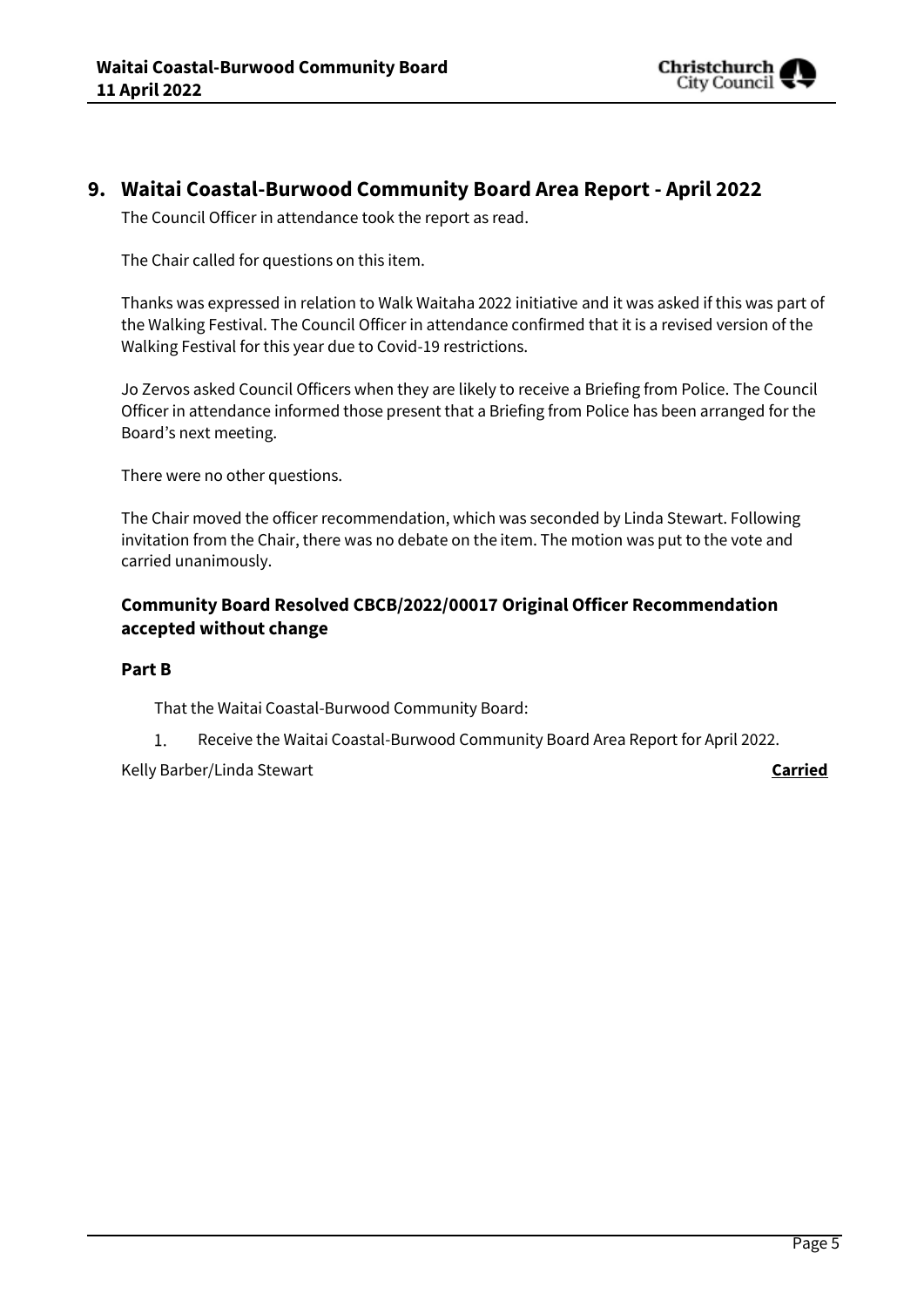# 9. Waitai Coastal-Burwood Community Board Area Report - April 2022

The Council Officer in attendance took the report as read.

The Chair called for questions on this item.

Thanks was expressed in relation to Walk Waitaha 2022 initiative and it was asked if this was part of the Walking Festival. The Council Officer in attendance confirmed that it is a revised version of the Walking Festival for this year due to Covid-19 restrictions.

Jo Zervos asked Council Officers when they are likely to receive a Briefing from Police. The Council Officer in attendance informed those present that a Briefing from Police has been arranged for the Board's next meeting.

There were no other questions.

The Chair moved the officer recommendation, which was seconded by Linda Stewart. Following invitation from the Chair, there was no debate on the item. The motion was put to the vote and carried unanimously.

### Community Board Resolved CBCB/2022/00017 Original Officer Recommendation accepted without change

### Part B

That the Waitai Coastal-Burwood Community Board:

1. Receive the Waitai Coastal-Burwood Community Board Area Report for April 2022.

Kelly Barber/Linda Stewart **Carried**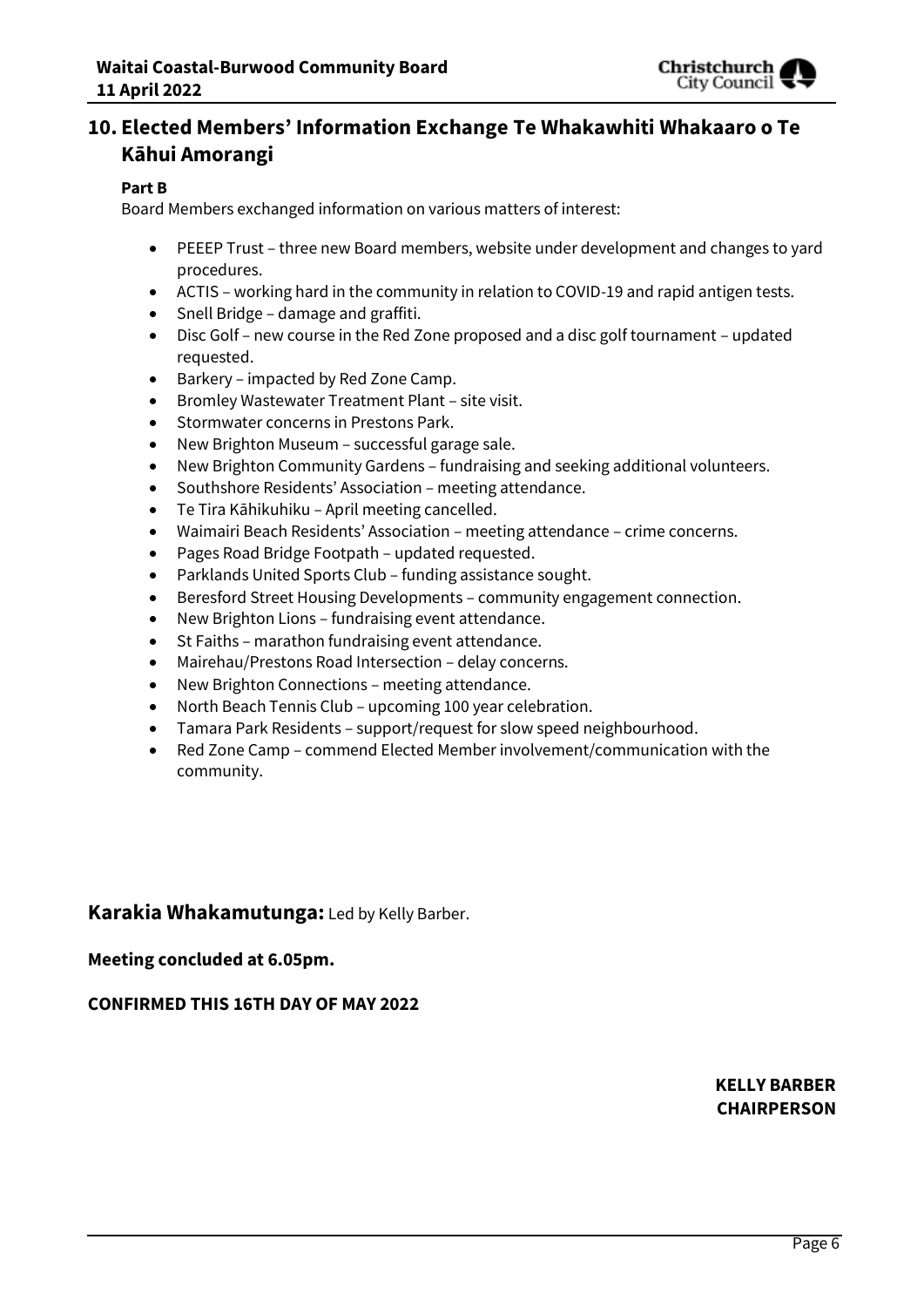## 10. Elected Members' Information Exchange Te Whakawhiti Whakaaro o Te Kāhui Amorangi

**Part B**

Board Members exchanged information on various matters of interest:

- PEEEP Trust – three new Board members, website under development and changes to yard procedures.
- ACTIS – working hard in the community in relation to COVID-19 and rapid antigen tests.
- Snell Bridge – damage and graffiti.
- Disc Golf – new course in the Red Zone proposed and a disc golf tournament – updated requested.
- Barkery – impacted by Red Zone Camp.
- Bromley Wastewater Treatment Plant – site visit.
- Stormwater concerns in Prestons Park.
- New Brighton Museum – successful garage sale.
- New Brighton Community Gardens – fundraising and seeking additional volunteers.
- Southshore Residents' Association – meeting attendance.
- Te Tira Kāhikuhiku – April meeting cancelled.
- Waimairi Beach Residents' Association – meeting attendance – crime concerns.
- Pages Road Bridge Footpath – updated requested.
- Parklands United Sports Club – funding assistance sought.
- Beresford Street Housing Developments – community engagement connection.
- New Brighton Lions – fundraising event attendance.
- St Faiths – marathon fundraising event attendance.
- Mairehau/Prestons Road Intersection – delay concerns.
- New Brighton Connections – meeting attendance.
- North Beach Tennis Club – upcoming 100 year celebration.
- Tamara Park Residents – support/request for slow speed neighbourhood.
- Red Zone Camp – commend Elected Member involvement/communication with the community.

**Karakia Whakamutunga:** Led by Kelly Barber.

**Meeting concluded at 6.05pm.**

**CONFIRMED THIS 16TH DAY OF MAY 2022**

**KELLY BARBER**
**CHAIRPERSON**